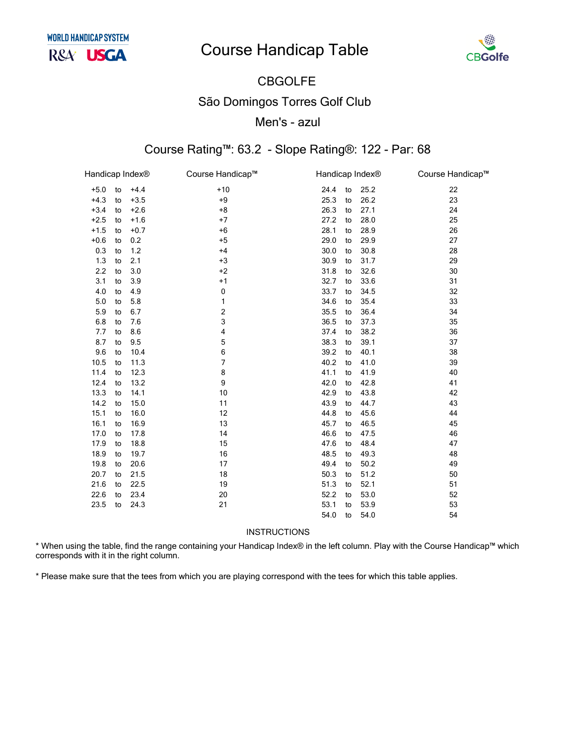WORLD HANDICAP SYSTEM

R&A USGA

# Course Handicap Table

CBGolfe

## CBGOLFE

## São Domingos Torres Golf Club

## Men's - azul

### Course Rating™: 63.2 - Slope Rating®: 122 - Par: 68

| Handicap Index® | Course Handicap™ | Handicap Index® | Course Handicap™ |
|---|---|---|---|
| +5.0 to +4.4 | +10 | 24.4 to 25.2 | 22 |
| +4.3 to +3.5 | +9 | 25.3 to 26.2 | 23 |
| +3.4 to +2.6 | +8 | 26.3 to 27.1 | 24 |
| +2.5 to +1.6 | +7 | 27.2 to 28.0 | 25 |
| +1.5 to +0.7 | +6 | 28.1 to 28.9 | 26 |
| +0.6 to 0.2 | +5 | 29.0 to 29.9 | 27 |
| 0.3 to 1.2 | +4 | 30.0 to 30.8 | 28 |
| 1.3 to 2.1 | +3 | 30.9 to 31.7 | 29 |
| 2.2 to 3.0 | +2 | 31.8 to 32.6 | 30 |
| 3.1 to 3.9 | +1 | 32.7 to 33.6 | 31 |
| 4.0 to 4.9 | 0 | 33.7 to 34.5 | 32 |
| 5.0 to 5.8 | 1 | 34.6 to 35.4 | 33 |
| 5.9 to 6.7 | 2 | 35.5 to 36.4 | 34 |
| 6.8 to 7.6 | 3 | 36.5 to 37.3 | 35 |
| 7.7 to 8.6 | 4 | 37.4 to 38.2 | 36 |
| 8.7 to 9.5 | 5 | 38.3 to 39.1 | 37 |
| 9.6 to 10.4 | 6 | 39.2 to 40.1 | 38 |
| 10.5 to 11.3 | 7 | 40.2 to 41.0 | 39 |
| 11.4 to 12.3 | 8 | 41.1 to 41.9 | 40 |
| 12.4 to 13.2 | 9 | 42.0 to 42.8 | 41 |
| 13.3 to 14.1 | 10 | 42.9 to 43.8 | 42 |
| 14.2 to 15.0 | 11 | 43.9 to 44.7 | 43 |
| 15.1 to 16.0 | 12 | 44.8 to 45.6 | 44 |
| 16.1 to 16.9 | 13 | 45.7 to 46.5 | 45 |
| 17.0 to 17.8 | 14 | 46.6 to 47.5 | 46 |
| 17.9 to 18.8 | 15 | 47.6 to 48.4 | 47 |
| 18.9 to 19.7 | 16 | 48.5 to 49.3 | 48 |
| 19.8 to 20.6 | 17 | 49.4 to 50.2 | 49 |
| 20.7 to 21.5 | 18 | 50.3 to 51.2 | 50 |
| 21.6 to 22.5 | 19 | 51.3 to 52.1 | 51 |
| 22.6 to 23.4 | 20 | 52.2 to 53.0 | 52 |
| 23.5 to 24.3 | 21 | 53.1 to 53.9 | 53 |
| | | 54.0 to 54.0 | 54 |

INSTRUCTIONS

* When using the table, find the range containing your Handicap Index® in the left column. Play with the Course Handicap™ which corresponds with it in the right column.

* Please make sure that the tees from which you are playing correspond with the tees for which this table applies.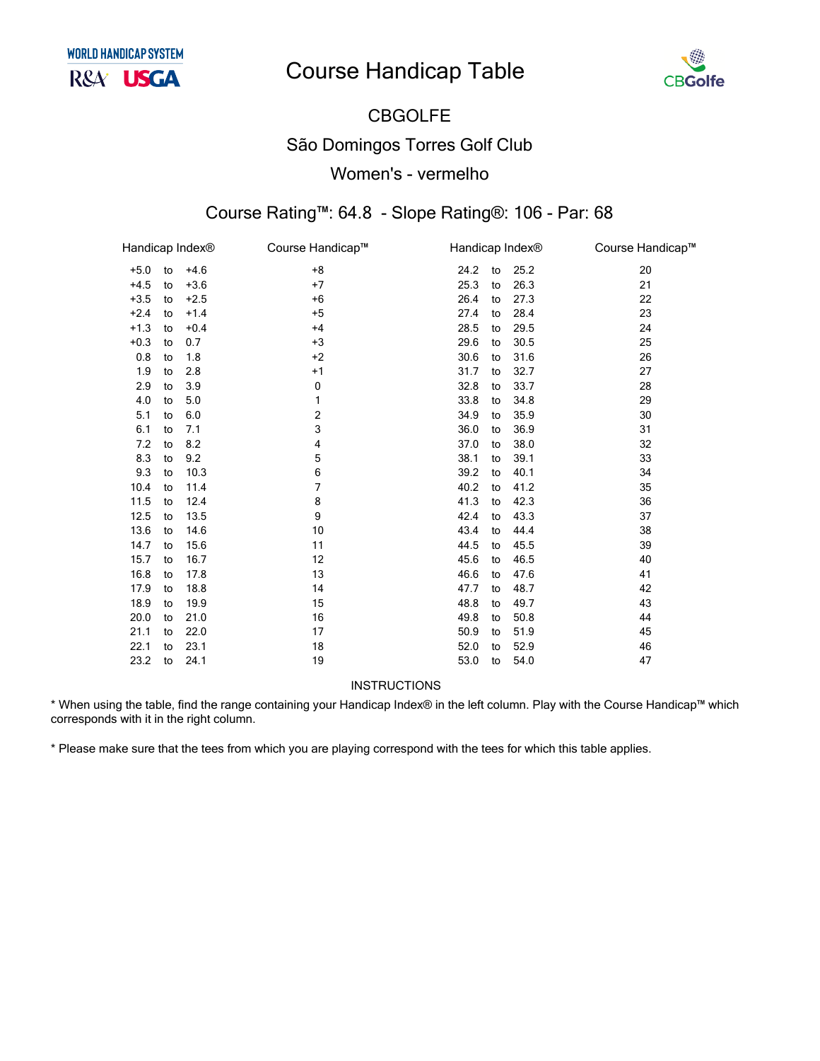# Course Handicap Table

## CBGOLFE

## São Domingos Torres Golf Club

## Women's - vermelho

### Course Rating™: 64.8 - Slope Rating®: 106 - Par: 68

| Handicap Index® | | | Course Handicap™ | Handicap Index® | | | Course Handicap™ |
|---|---|---|---|---|---|---|---|
| +5.0 | to | +4.6 | +8 | 24.2 | to | 25.2 | 20 |
| +4.5 | to | +3.6 | +7 | 25.3 | to | 26.3 | 21 |
| +3.5 | to | +2.5 | +6 | 26.4 | to | 27.3 | 22 |
| +2.4 | to | +1.4 | +5 | 27.4 | to | 28.4 | 23 |
| +1.3 | to | +0.4 | +4 | 28.5 | to | 29.5 | 24 |
| +0.3 | to | 0.7 | +3 | 29.6 | to | 30.5 | 25 |
| 0.8 | to | 1.8 | +2 | 30.6 | to | 31.6 | 26 |
| 1.9 | to | 2.8 | +1 | 31.7 | to | 32.7 | 27 |
| 2.9 | to | 3.9 | 0 | 32.8 | to | 33.7 | 28 |
| 4.0 | to | 5.0 | 1 | 33.8 | to | 34.8 | 29 |
| 5.1 | to | 6.0 | 2 | 34.9 | to | 35.9 | 30 |
| 6.1 | to | 7.1 | 3 | 36.0 | to | 36.9 | 31 |
| 7.2 | to | 8.2 | 4 | 37.0 | to | 38.0 | 32 |
| 8.3 | to | 9.2 | 5 | 38.1 | to | 39.1 | 33 |
| 9.3 | to | 10.3 | 6 | 39.2 | to | 40.1 | 34 |
| 10.4 | to | 11.4 | 7 | 40.2 | to | 41.2 | 35 |
| 11.5 | to | 12.4 | 8 | 41.3 | to | 42.3 | 36 |
| 12.5 | to | 13.5 | 9 | 42.4 | to | 43.3 | 37 |
| 13.6 | to | 14.6 | 10 | 43.4 | to | 44.4 | 38 |
| 14.7 | to | 15.6 | 11 | 44.5 | to | 45.5 | 39 |
| 15.7 | to | 16.7 | 12 | 45.6 | to | 46.5 | 40 |
| 16.8 | to | 17.8 | 13 | 46.6 | to | 47.6 | 41 |
| 17.9 | to | 18.8 | 14 | 47.7 | to | 48.7 | 42 |
| 18.9 | to | 19.9 | 15 | 48.8 | to | 49.7 | 43 |
| 20.0 | to | 21.0 | 16 | 49.8 | to | 50.8 | 44 |
| 21.1 | to | 22.0 | 17 | 50.9 | to | 51.9 | 45 |
| 22.1 | to | 23.1 | 18 | 52.0 | to | 52.9 | 46 |
| 23.2 | to | 24.1 | 19 | 53.0 | to | 54.0 | 47 |

INSTRUCTIONS

* When using the table, find the range containing your Handicap Index® in the left column. Play with the Course Handicap™ which corresponds with it in the right column.

* Please make sure that the tees from which you are playing correspond with the tees for which this table applies.